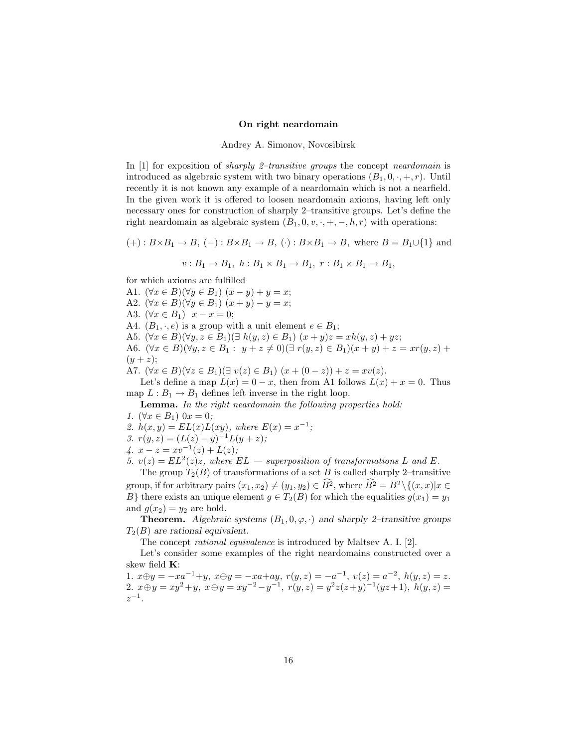# On right neardomain

Andrey A. Simonov, Novosibirsk

In [1] for exposition of *sharply 2–transitive groups* the concept *neardomain* is introduced as algebraic system with two binary operations $(B_1, 0, \cdot, +, r)$. Until recently it is not known any example of a neardomain which is not a nearfield. In the given work it is offered to loosen neardomain axioms, having left only necessary ones for construction of sharply 2–transitive groups. Let's define the right neardomain as algebraic system $(B_1, 0, v, \cdot, +, -, h, r)$ with operations:

$$(+) : B\times B_1 \to B,\ (-) : B\times B_1 \to B,\ (\cdot) : B\times B_1 \to B, \text{ where } B = B_1\cup\{1\} \text{ and}$$

$$v : B_1 \to B_1,\ h : B_1 \times B_1 \to B_1,\ r : B_1 \times B_1 \to B_1,$$

for which axioms are fulfilled

A1. $(\forall x \in B)(\forall y \in B_1)\ (x - y) + y = x;$

A2. $(\forall x \in B)(\forall y \in B_1)\ (x + y) - y = x;$

A3. $(\forall x \in B_1)\ \ x - x = 0;$

A4. $(B_1, \cdot, e)$ is a group with a unit element $e \in B_1$;

A5. $(\forall x \in B)(\forall y, z \in B_1)(\exists\ h(y, z) \in B_1)\ (x + y)z = xh(y, z) + yz;$

A6. $(\forall x \in B)(\forall y, z \in B_1 :\ y + z \neq 0)(\exists\ r(y, z) \in B_1)(x + y) + z = xr(y, z) + (y + z);$

A7. $(\forall x \in B)(\forall z \in B_1)(\exists\ v(z) \in B_1)\ (x + (0 - z)) + z = xv(z).$

Let's define a map $L(x) = 0 - x$, then from A1 follows $L(x) + x = 0$. Thus map $L : B_1 \to B_1$ defines left inverse in the right loop.

**Lemma.** *In the right neardomain the following properties hold:*

*1.* $(\forall x \in B_1)\ 0x = 0$*;*

*2.* $h(x, y) = EL(x)L(xy)$*, where* $E(x) = x^{-1}$*;*

*3.* $r(y, z) = (L(z) - y)^{-1}L(y + z)$*;*

*4.* $x - z = xv^{-1}(z) + L(z)$*;*

*5.* $v(z) = EL^2(z)z$*, where* $EL$ *— superposition of transformations* $L$ *and* $E$*.*

The group $T_2(B)$ of transformations of a set $B$ is called sharply 2–transitive group, if for arbitrary pairs $(x_1, x_2) \neq (y_1, y_2) \in \widehat{B^2}$, where $\widehat{B^2} = B^2\setminus\{(x, x)|x \in B\}$ there exists an unique element $g \in T_2(B)$ for which the equalities $g(x_1) = y_1$ and $g(x_2) = y_2$ are hold.

**Theorem.** *Algebraic systems* $(B_1, 0, \varphi, \cdot)$ *and sharply 2–transitive groups* $T_2(B)$ *are rational equivalent.*

The concept *rational equivalence* is introduced by Maltsev A. I. [2].

Let's consider some examples of the right neardomains constructed over a skew field $\mathbf{K}$:

1. $x\oplus y = -xa^{-1}+y,\ x\ominus y = -xa+ay,\ r(y, z) = -a^{-1},\ v(z) = a^{-2},\ h(y, z) = z.$
2. $x\oplus y = xy^2+y,\ x\ominus y = xy^{-2}-y^{-1},\ r(y, z) = y^2z(z+y)^{-1}(yz+1),\ h(y, z) = z^{-1}.$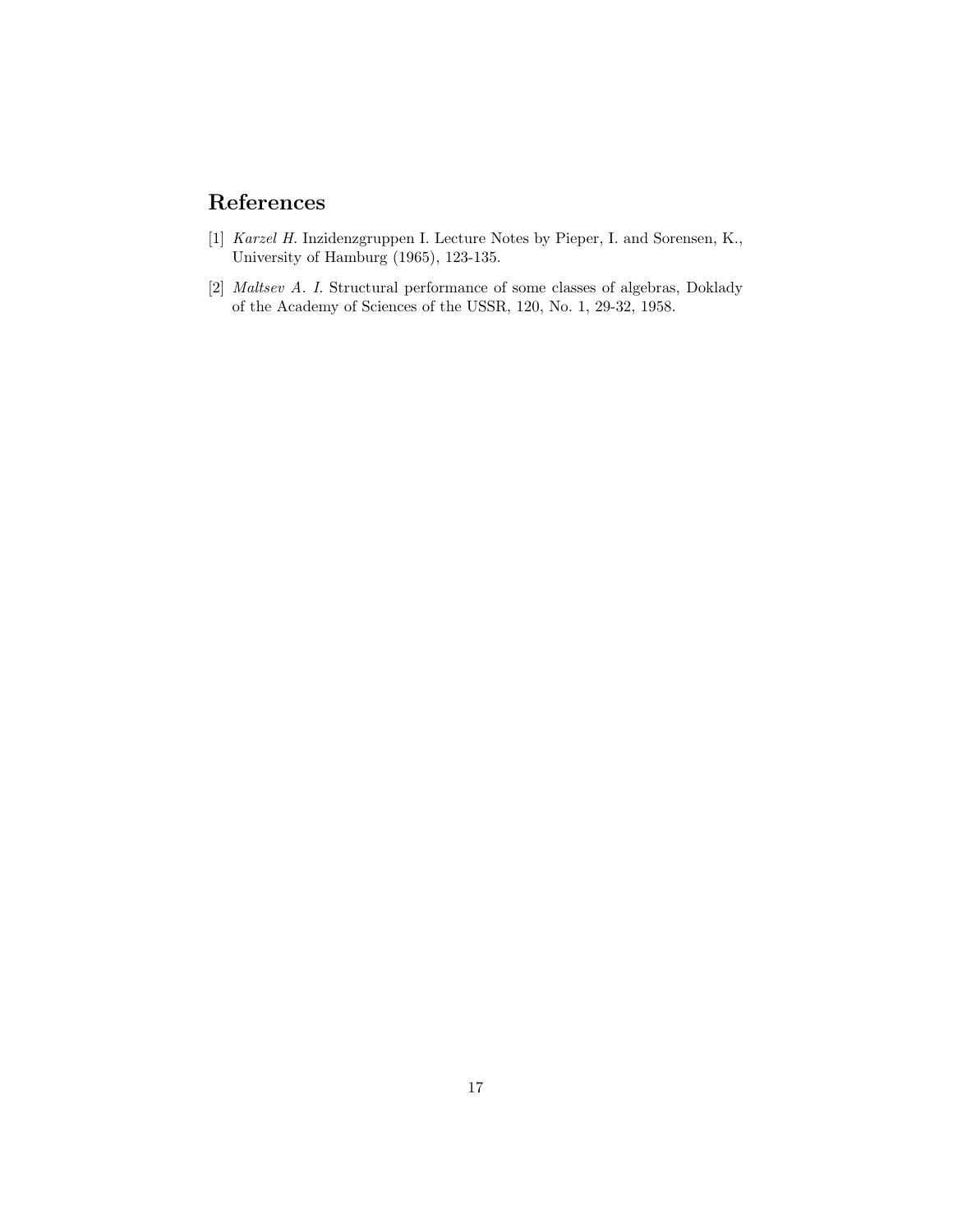## References

[1] *Karzel H.* Inzidenzgruppen I. Lecture Notes by Pieper, I. and Sorensen, K., University of Hamburg (1965), 123-135.

[2] *Maltsev A. I.* Structural performance of some classes of algebras, Doklady of the Academy of Sciences of the USSR, 120, No. 1, 29-32, 1958.